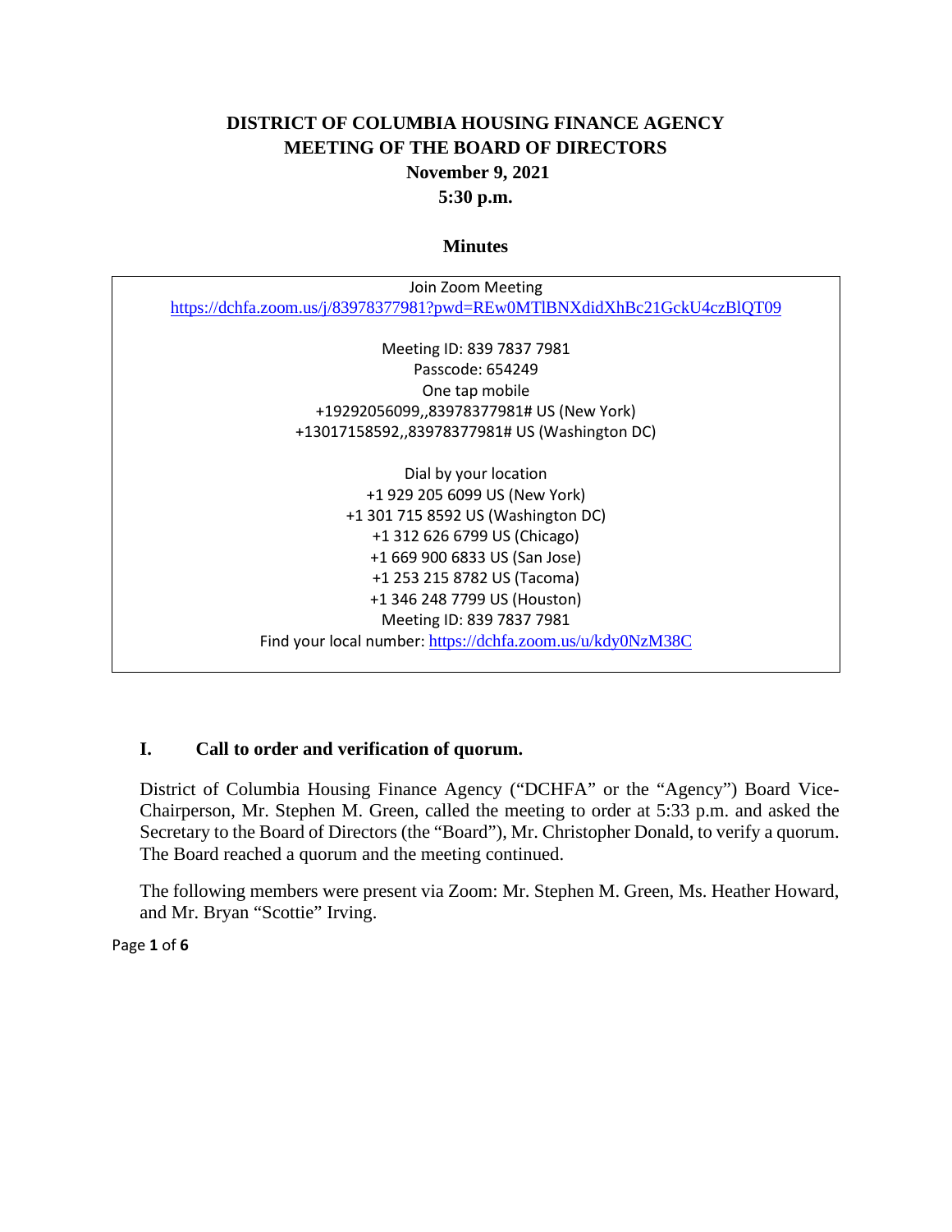# DISTRICT OF COLUMBIA HOUSING FINANCE AGENCY
# MEETING OF THE BOARD OF DIRECTORS
**November 9, 2021**
**5:30 p.m.**

## Minutes

Join Zoom Meeting
https://dchfa.zoom.us/j/83978377981?pwd=REw0MTlBNXdidXhBc21GckU4czBlQT09

Meeting ID: 839 7837 7981
Passcode: 654249
One tap mobile
+19292056099,,83978377981# US (New York)
+13017158592,,83978377981# US (Washington DC)

Dial by your location
+1 929 205 6099 US (New York)
+1 301 715 8592 US (Washington DC)
+1 312 626 6799 US (Chicago)
+1 669 900 6833 US (San Jose)
+1 253 215 8782 US (Tacoma)
+1 346 248 7799 US (Houston)
Meeting ID: 839 7837 7981
Find your local number: https://dchfa.zoom.us/u/kdy0NzM38C

### I. Call to order and verification of quorum.

District of Columbia Housing Finance Agency ("DCHFA" or the "Agency") Board Vice-Chairperson, Mr. Stephen M. Green, called the meeting to order at 5:33 p.m. and asked the Secretary to the Board of Directors (the "Board"), Mr. Christopher Donald, to verify a quorum. The Board reached a quorum and the meeting continued.

The following members were present via Zoom: Mr. Stephen M. Green, Ms. Heather Howard, and Mr. Bryan "Scottie" Irving.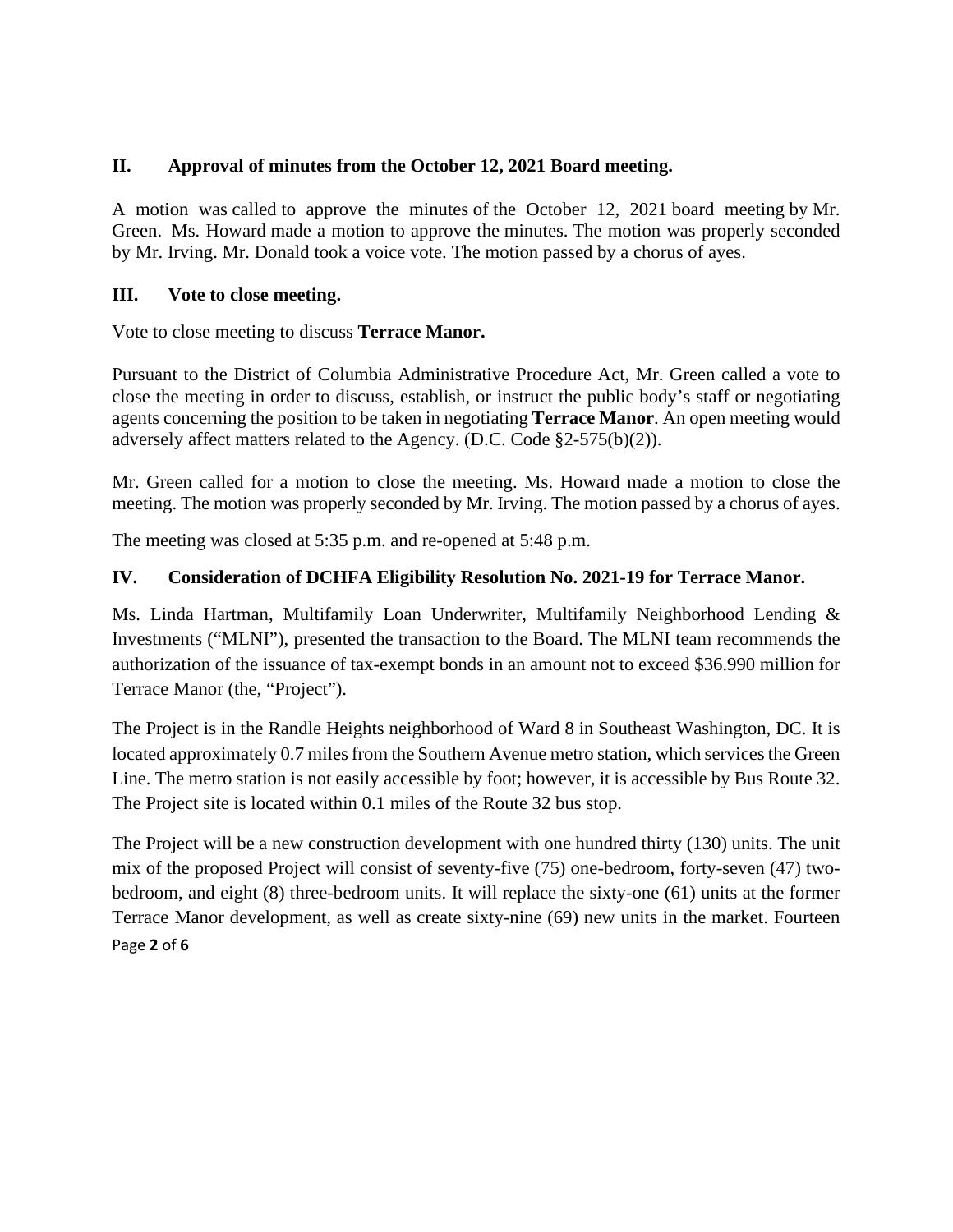## II. Approval of minutes from the October 12, 2021 Board meeting.

A motion was called to approve the minutes of the October 12, 2021 board meeting by Mr. Green. Ms. Howard made a motion to approve the minutes. The motion was properly seconded by Mr. Irving. Mr. Donald took a voice vote. The motion passed by a chorus of ayes.

## III. Vote to close meeting.

Vote to close meeting to discuss **Terrace Manor.**

Pursuant to the District of Columbia Administrative Procedure Act, Mr. Green called a vote to close the meeting in order to discuss, establish, or instruct the public body's staff or negotiating agents concerning the position to be taken in negotiating **Terrace Manor**. An open meeting would adversely affect matters related to the Agency. (D.C. Code §2-575(b)(2)).

Mr. Green called for a motion to close the meeting. Ms. Howard made a motion to close the meeting. The motion was properly seconded by Mr. Irving. The motion passed by a chorus of ayes.

The meeting was closed at 5:35 p.m. and re-opened at 5:48 p.m.

## IV. Consideration of DCHFA Eligibility Resolution No. 2021-19 for Terrace Manor.

Ms. Linda Hartman, Multifamily Loan Underwriter, Multifamily Neighborhood Lending & Investments ("MLNI"), presented the transaction to the Board. The MLNI team recommends the authorization of the issuance of tax-exempt bonds in an amount not to exceed $36.990 million for Terrace Manor (the, "Project").

The Project is in the Randle Heights neighborhood of Ward 8 in Southeast Washington, DC. It is located approximately 0.7 miles from the Southern Avenue metro station, which services the Green Line. The metro station is not easily accessible by foot; however, it is accessible by Bus Route 32. The Project site is located within 0.1 miles of the Route 32 bus stop.

The Project will be a new construction development with one hundred thirty (130) units. The unit mix of the proposed Project will consist of seventy-five (75) one-bedroom, forty-seven (47) two-bedroom, and eight (8) three-bedroom units. It will replace the sixty-one (61) units at the former Terrace Manor development, as well as create sixty-nine (69) new units in the market. Fourteen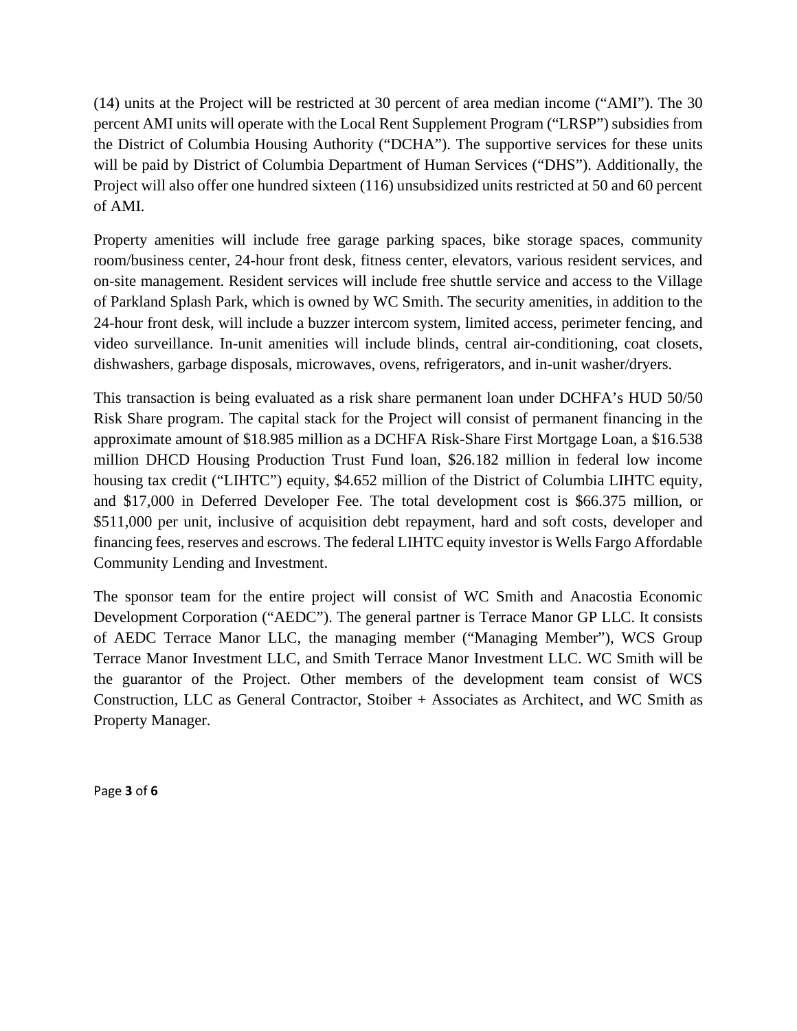(14) units at the Project will be restricted at 30 percent of area median income ("AMI"). The 30 percent AMI units will operate with the Local Rent Supplement Program ("LRSP") subsidies from the District of Columbia Housing Authority ("DCHA"). The supportive services for these units will be paid by District of Columbia Department of Human Services ("DHS"). Additionally, the Project will also offer one hundred sixteen (116) unsubsidized units restricted at 50 and 60 percent of AMI.

Property amenities will include free garage parking spaces, bike storage spaces, community room/business center, 24-hour front desk, fitness center, elevators, various resident services, and on-site management. Resident services will include free shuttle service and access to the Village of Parkland Splash Park, which is owned by WC Smith. The security amenities, in addition to the 24-hour front desk, will include a buzzer intercom system, limited access, perimeter fencing, and video surveillance. In-unit amenities will include blinds, central air-conditioning, coat closets, dishwashers, garbage disposals, microwaves, ovens, refrigerators, and in-unit washer/dryers.

This transaction is being evaluated as a risk share permanent loan under DCHFA's HUD 50/50 Risk Share program. The capital stack for the Project will consist of permanent financing in the approximate amount of $18.985 million as a DCHFA Risk-Share First Mortgage Loan, a $16.538 million DHCD Housing Production Trust Fund loan, $26.182 million in federal low income housing tax credit ("LIHTC") equity, $4.652 million of the District of Columbia LIHTC equity, and $17,000 in Deferred Developer Fee. The total development cost is $66.375 million, or $511,000 per unit, inclusive of acquisition debt repayment, hard and soft costs, developer and financing fees, reserves and escrows. The federal LIHTC equity investor is Wells Fargo Affordable Community Lending and Investment.

The sponsor team for the entire project will consist of WC Smith and Anacostia Economic Development Corporation ("AEDC"). The general partner is Terrace Manor GP LLC. It consists of AEDC Terrace Manor LLC, the managing member ("Managing Member"), WCS Group Terrace Manor Investment LLC, and Smith Terrace Manor Investment LLC. WC Smith will be the guarantor of the Project. Other members of the development team consist of WCS Construction, LLC as General Contractor, Stoiber + Associates as Architect, and WC Smith as Property Manager.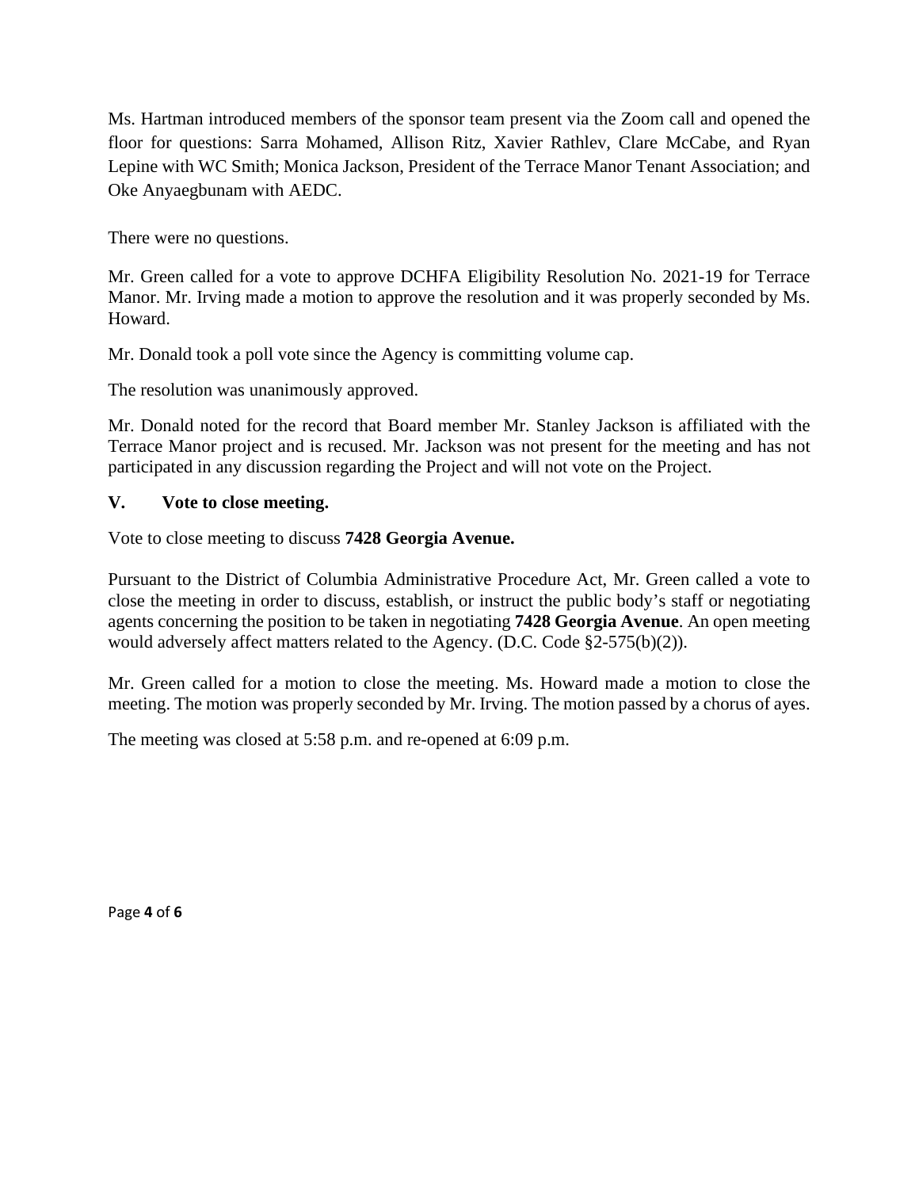Ms. Hartman introduced members of the sponsor team present via the Zoom call and opened the floor for questions: Sarra Mohamed, Allison Ritz, Xavier Rathlev, Clare McCabe, and Ryan Lepine with WC Smith; Monica Jackson, President of the Terrace Manor Tenant Association; and Oke Anyaegbunam with AEDC.

There were no questions.

Mr. Green called for a vote to approve DCHFA Eligibility Resolution No. 2021-19 for Terrace Manor. Mr. Irving made a motion to approve the resolution and it was properly seconded by Ms. Howard.

Mr. Donald took a poll vote since the Agency is committing volume cap.

The resolution was unanimously approved.

Mr. Donald noted for the record that Board member Mr. Stanley Jackson is affiliated with the Terrace Manor project and is recused. Mr. Jackson was not present for the meeting and has not participated in any discussion regarding the Project and will not vote on the Project.

## V. Vote to close meeting.

Vote to close meeting to discuss **7428 Georgia Avenue.**

Pursuant to the District of Columbia Administrative Procedure Act, Mr. Green called a vote to close the meeting in order to discuss, establish, or instruct the public body's staff or negotiating agents concerning the position to be taken in negotiating **7428 Georgia Avenue**. An open meeting would adversely affect matters related to the Agency. (D.C. Code §2-575(b)(2)).

Mr. Green called for a motion to close the meeting. Ms. Howard made a motion to close the meeting. The motion was properly seconded by Mr. Irving. The motion passed by a chorus of ayes.

The meeting was closed at 5:58 p.m. and re-opened at 6:09 p.m.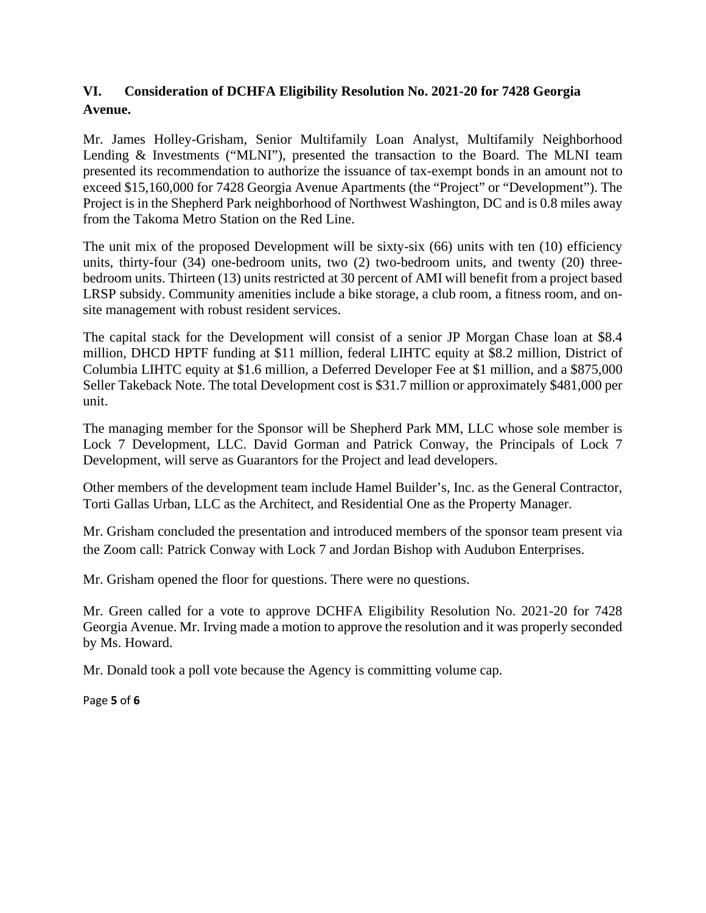## VI. Consideration of DCHFA Eligibility Resolution No. 2021-20 for 7428 Georgia Avenue.

Mr. James Holley-Grisham, Senior Multifamily Loan Analyst, Multifamily Neighborhood Lending & Investments ("MLNI"), presented the transaction to the Board. The MLNI team presented its recommendation to authorize the issuance of tax-exempt bonds in an amount not to exceed $15,160,000 for 7428 Georgia Avenue Apartments (the "Project" or "Development"). The Project is in the Shepherd Park neighborhood of Northwest Washington, DC and is 0.8 miles away from the Takoma Metro Station on the Red Line.

The unit mix of the proposed Development will be sixty-six (66) units with ten (10) efficiency units, thirty-four (34) one-bedroom units, two (2) two-bedroom units, and twenty (20) three-bedroom units. Thirteen (13) units restricted at 30 percent of AMI will benefit from a project based LRSP subsidy. Community amenities include a bike storage, a club room, a fitness room, and on-site management with robust resident services.

The capital stack for the Development will consist of a senior JP Morgan Chase loan at $8.4 million, DHCD HPTF funding at $11 million, federal LIHTC equity at $8.2 million, District of Columbia LIHTC equity at $1.6 million, a Deferred Developer Fee at $1 million, and a $875,000 Seller Takeback Note. The total Development cost is $31.7 million or approximately $481,000 per unit.

The managing member for the Sponsor will be Shepherd Park MM, LLC whose sole member is Lock 7 Development, LLC. David Gorman and Patrick Conway, the Principals of Lock 7 Development, will serve as Guarantors for the Project and lead developers.

Other members of the development team include Hamel Builder's, Inc. as the General Contractor, Torti Gallas Urban, LLC as the Architect, and Residential One as the Property Manager.

Mr. Grisham concluded the presentation and introduced members of the sponsor team present via the Zoom call: Patrick Conway with Lock 7 and Jordan Bishop with Audubon Enterprises.

Mr. Grisham opened the floor for questions. There were no questions.

Mr. Green called for a vote to approve DCHFA Eligibility Resolution No. 2021-20 for 7428 Georgia Avenue. Mr. Irving made a motion to approve the resolution and it was properly seconded by Ms. Howard.

Mr. Donald took a poll vote because the Agency is committing volume cap.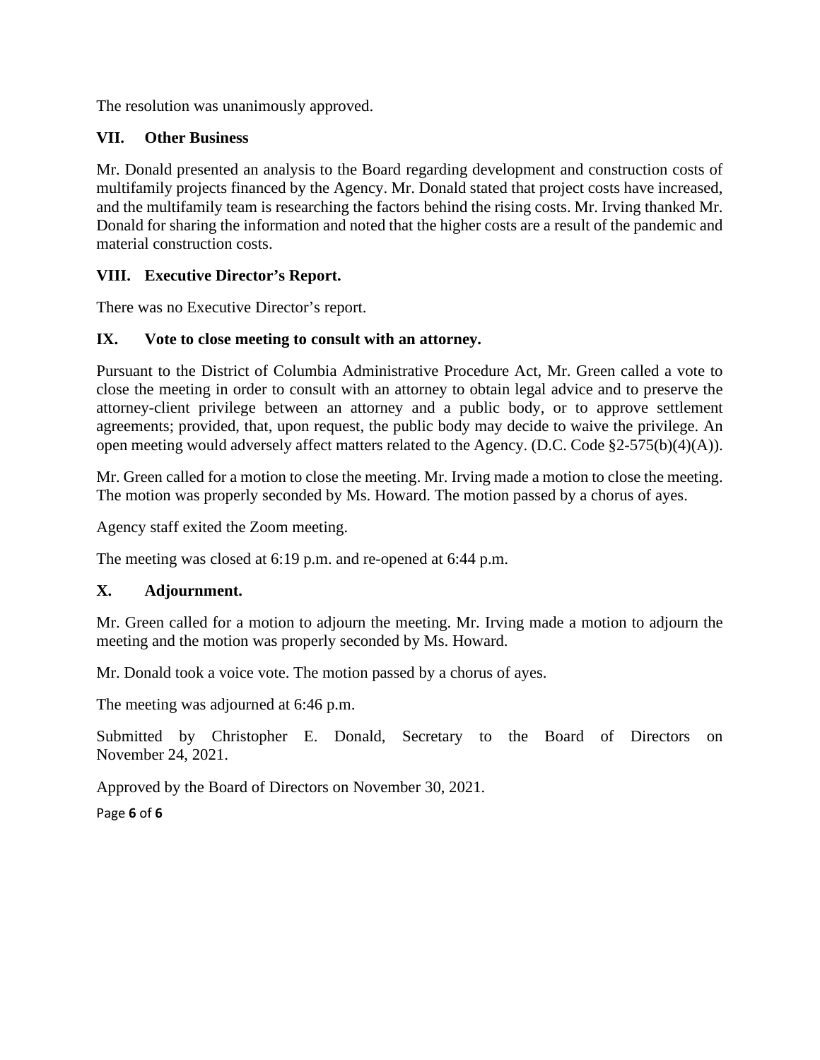The resolution was unanimously approved.

## VII. Other Business

Mr. Donald presented an analysis to the Board regarding development and construction costs of multifamily projects financed by the Agency. Mr. Donald stated that project costs have increased, and the multifamily team is researching the factors behind the rising costs. Mr. Irving thanked Mr. Donald for sharing the information and noted that the higher costs are a result of the pandemic and material construction costs.

## VIII. Executive Director's Report.

There was no Executive Director's report.

## IX. Vote to close meeting to consult with an attorney.

Pursuant to the District of Columbia Administrative Procedure Act, Mr. Green called a vote to close the meeting in order to consult with an attorney to obtain legal advice and to preserve the attorney-client privilege between an attorney and a public body, or to approve settlement agreements; provided, that, upon request, the public body may decide to waive the privilege. An open meeting would adversely affect matters related to the Agency. (D.C. Code §2-575(b)(4)(A)).

Mr. Green called for a motion to close the meeting. Mr. Irving made a motion to close the meeting. The motion was properly seconded by Ms. Howard. The motion passed by a chorus of ayes.

Agency staff exited the Zoom meeting.

The meeting was closed at 6:19 p.m. and re-opened at 6:44 p.m.

## X. Adjournment.

Mr. Green called for a motion to adjourn the meeting. Mr. Irving made a motion to adjourn the meeting and the motion was properly seconded by Ms. Howard.

Mr. Donald took a voice vote. The motion passed by a chorus of ayes.

The meeting was adjourned at 6:46 p.m.

Submitted by Christopher E. Donald, Secretary to the Board of Directors on November 24, 2021.

Approved by the Board of Directors on November 30, 2021.